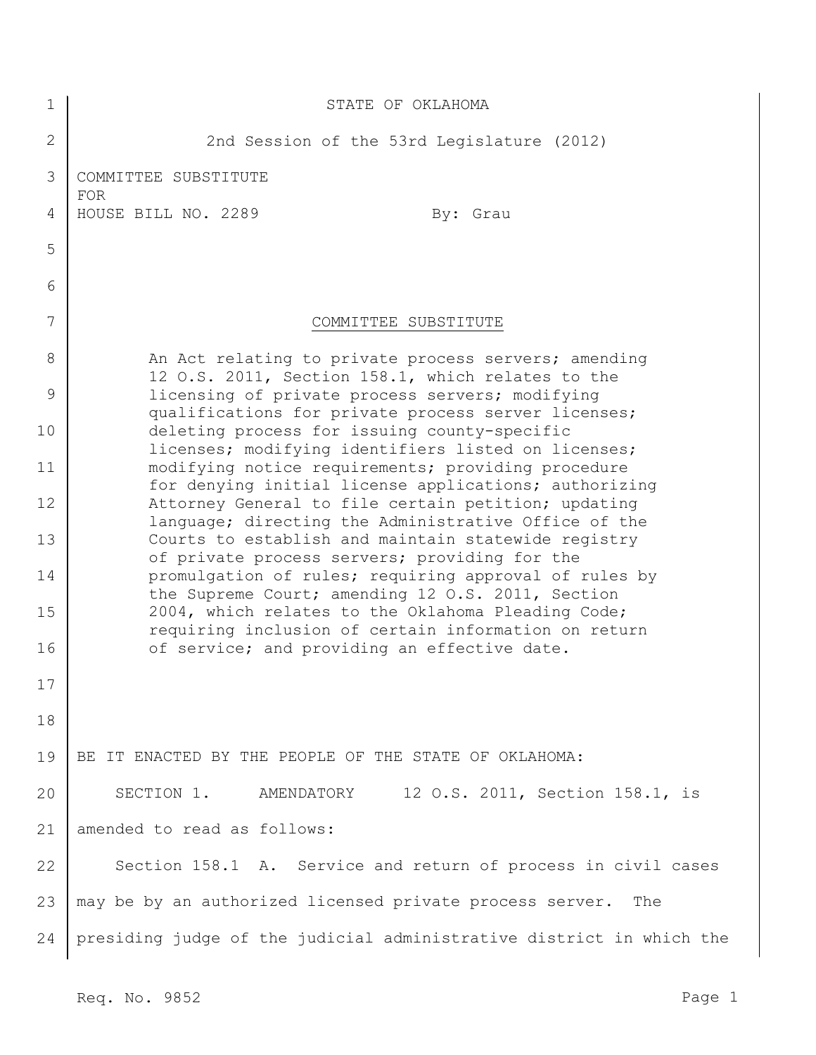STATE OF OKLAHOMA

2nd Session of the 53rd Legislature (2012)

COMMITTEE SUBSTITUTE
FOR
HOUSE BILL NO. 2289 By: Grau

COMMITTEE SUBSTITUTE

An Act relating to private process servers; amending 12 O.S. 2011, Section 158.1, which relates to the licensing of private process servers; modifying qualifications for private process server licenses; deleting process for issuing county-specific licenses; modifying identifiers listed on licenses; modifying notice requirements; providing procedure for denying initial license applications; authorizing Attorney General to file certain petition; updating language; directing the Administrative Office of the Courts to establish and maintain statewide registry of private process servers; providing for the promulgation of rules; requiring approval of rules by the Supreme Court; amending 12 O.S. 2011, Section 2004, which relates to the Oklahoma Pleading Code; requiring inclusion of certain information on return of service; and providing an effective date.

BE IT ENACTED BY THE PEOPLE OF THE STATE OF OKLAHOMA:

SECTION 1. AMENDATORY 12 O.S. 2011, Section 158.1, is amended to read as follows:

Section 158.1 A. Service and return of process in civil cases may be by an authorized licensed private process server. The presiding judge of the judicial administrative district in which the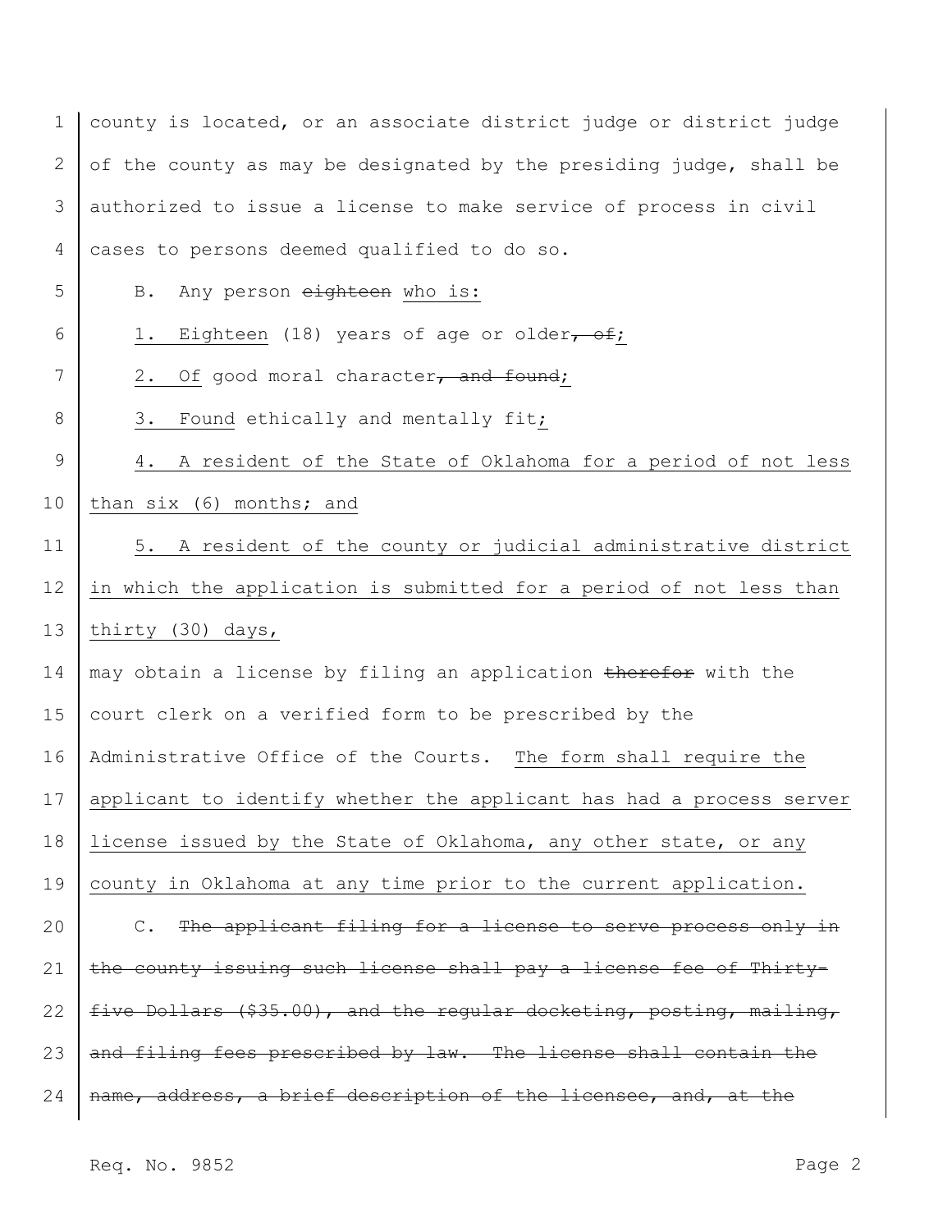county is located, or an associate district judge or district judge of the county as may be designated by the presiding judge, shall be authorized to issue a license to make service of process in civil cases to persons deemed qualified to do so.

B. Any person ~~eighteen~~ who is:

1. Eighteen (18) years of age or older~~, of~~;

2. Of good moral character~~, and found~~;

3. Found ethically and mentally fit;

4. A resident of the State of Oklahoma for a period of not less than six (6) months; and

5. A resident of the county or judicial administrative district in which the application is submitted for a period of not less than thirty (30) days,

may obtain a license by filing an application ~~therefor~~ with the court clerk on a verified form to be prescribed by the Administrative Office of the Courts. The form shall require the applicant to identify whether the applicant has had a process server license issued by the State of Oklahoma, any other state, or any county in Oklahoma at any time prior to the current application.

C. ~~The applicant filing for a license to serve process only in the county issuing such license shall pay a license fee of Thirty-five Dollars ($35.00), and the regular docketing, posting, mailing, and filing fees prescribed by law. The license shall contain the name, address, a brief description of the licensee, and, at the~~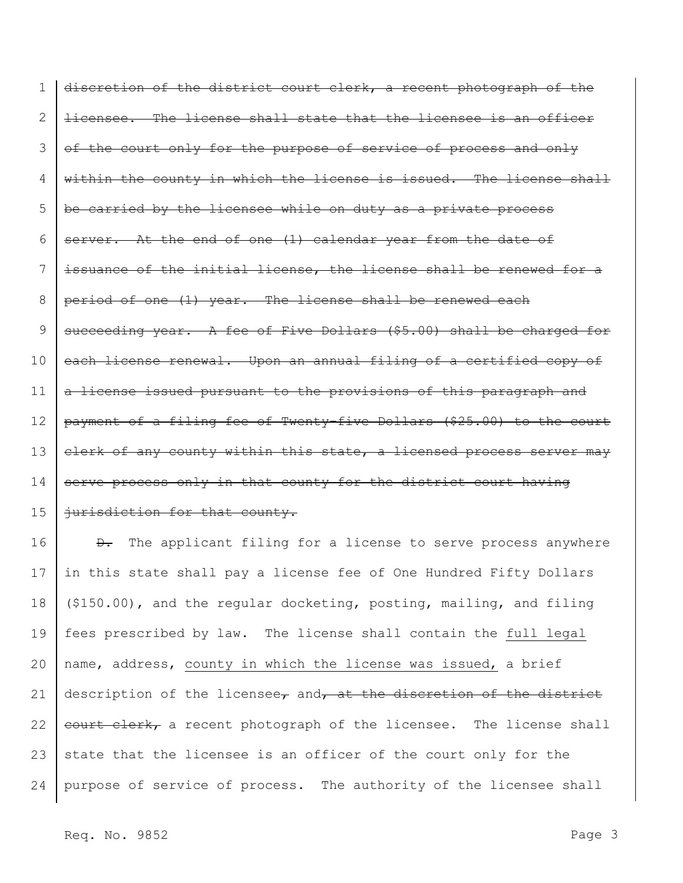~~discretion of the district court clerk, a recent photograph of the licensee. The license shall state that the licensee is an officer of the court only for the purpose of service of process and only within the county in which the license is issued. The license shall be carried by the licensee while on duty as a private process server. At the end of one (1) calendar year from the date of issuance of the initial license, the license shall be renewed for a period of one (1) year. The license shall be renewed each succeeding year. A fee of Five Dollars ($5.00) shall be charged for each license renewal. Upon an annual filing of a certified copy of a license issued pursuant to the provisions of this paragraph and payment of a filing fee of Twenty-five Dollars ($25.00) to the court clerk of any county within this state, a licensed process server may serve process only in that county for the district court having jurisdiction for that county.~~

~~D.~~ The applicant filing for a license to serve process anywhere in this state shall pay a license fee of One Hundred Fifty Dollars ($150.00), and the regular docketing, posting, mailing, and filing fees prescribed by law. The license shall contain the <u>full legal</u> name, address, <u>county in which the license was issued,</u> a brief description of the licensee~~,~~ and~~, at the discretion of the district court clerk,~~ a recent photograph of the licensee. The license shall state that the licensee is an officer of the court only for the purpose of service of process. The authority of the licensee shall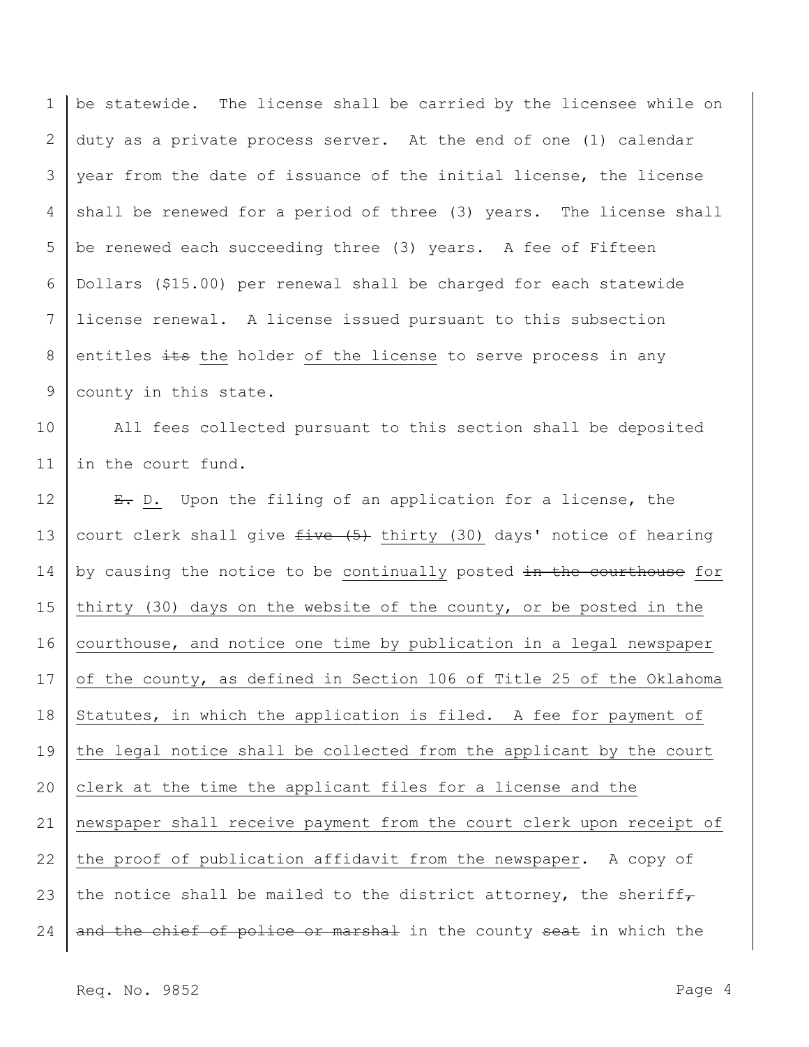be statewide. The license shall be carried by the licensee while on duty as a private process server. At the end of one (1) calendar year from the date of issuance of the initial license, the license shall be renewed for a period of three (3) years. The license shall be renewed each succeeding three (3) years. A fee of Fifteen Dollars ($15.00) per renewal shall be charged for each statewide license renewal. A license issued pursuant to this subsection entitles ~~its~~ <u>the</u> holder <u>of the license</u> to serve process in any county in this state.

All fees collected pursuant to this section shall be deposited in the court fund.

~~E.~~ <u>D.</u> Upon the filing of an application for a license, the court clerk shall give ~~five (5)~~ <u>thirty (30)</u> days' notice of hearing by causing the notice to be <u>continually</u> posted ~~in the courthouse~~ <u>for thirty (30) days on the website of the county, or be posted in the courthouse, and notice one time by publication in a legal newspaper of the county, as defined in Section 106 of Title 25 of the Oklahoma Statutes, in which the application is filed. A fee for payment of the legal notice shall be collected from the applicant by the court clerk at the time the applicant files for a license and the newspaper shall receive payment from the court clerk upon receipt of the proof of publication affidavit from the newspaper</u>. A copy of the notice shall be mailed to the district attorney, the sheriff~~, and the chief of police or marshal~~ in the county ~~seat~~ in which the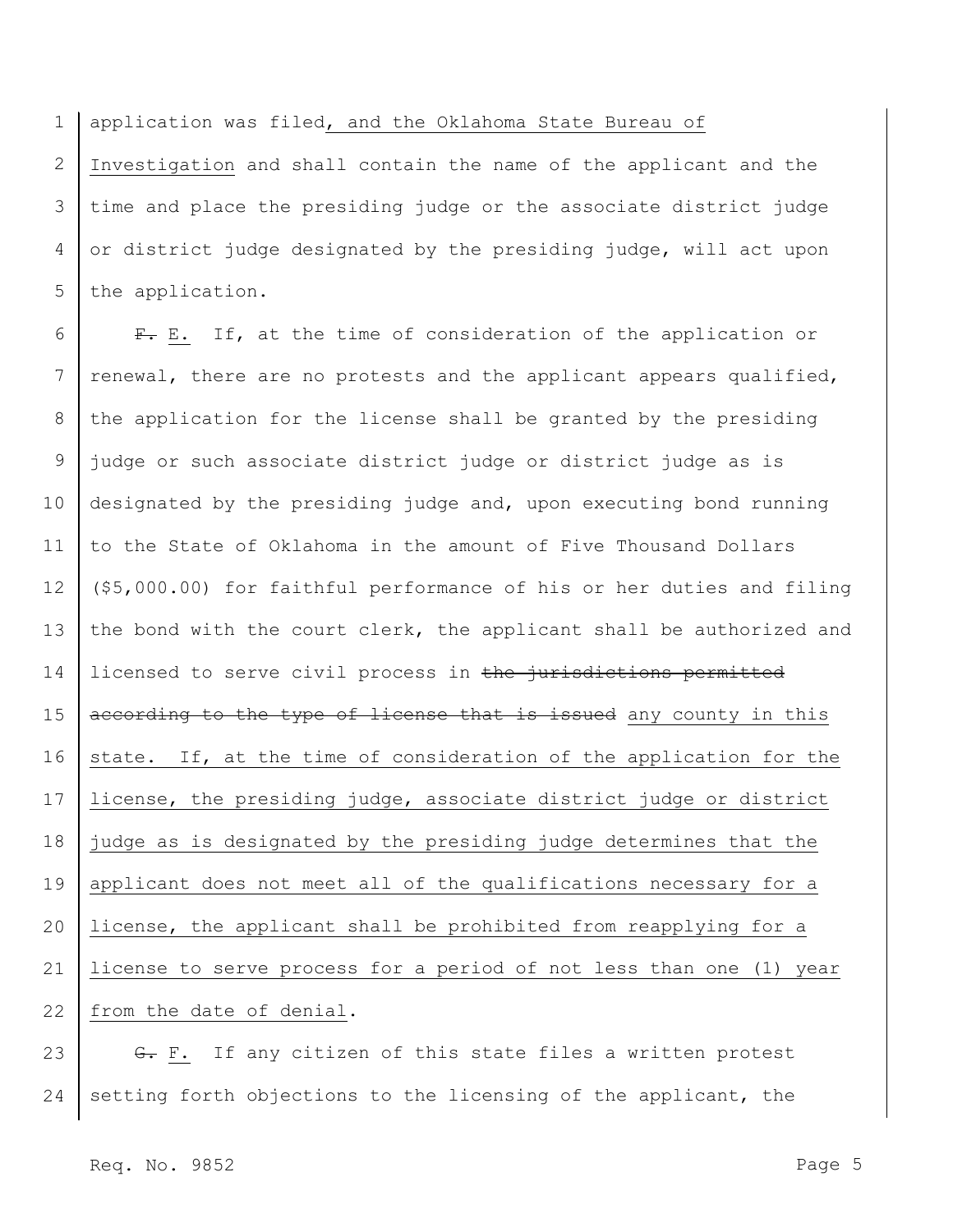application was filed, and the Oklahoma State Bureau of Investigation and shall contain the name of the applicant and the time and place the presiding judge or the associate district judge or district judge designated by the presiding judge, will act upon the application.

~~F.~~ E. If, at the time of consideration of the application or renewal, there are no protests and the applicant appears qualified, the application for the license shall be granted by the presiding judge or such associate district judge or district judge as is designated by the presiding judge and, upon executing bond running to the State of Oklahoma in the amount of Five Thousand Dollars ($5,000.00) for faithful performance of his or her duties and filing the bond with the court clerk, the applicant shall be authorized and licensed to serve civil process in ~~the jurisdictions permitted according to the type of license that is issued~~ any county in this state. If, at the time of consideration of the application for the license, the presiding judge, associate district judge or district judge as is designated by the presiding judge determines that the applicant does not meet all of the qualifications necessary for a license, the applicant shall be prohibited from reapplying for a license to serve process for a period of not less than one (1) year from the date of denial.

~~G.~~ F. If any citizen of this state files a written protest setting forth objections to the licensing of the applicant, the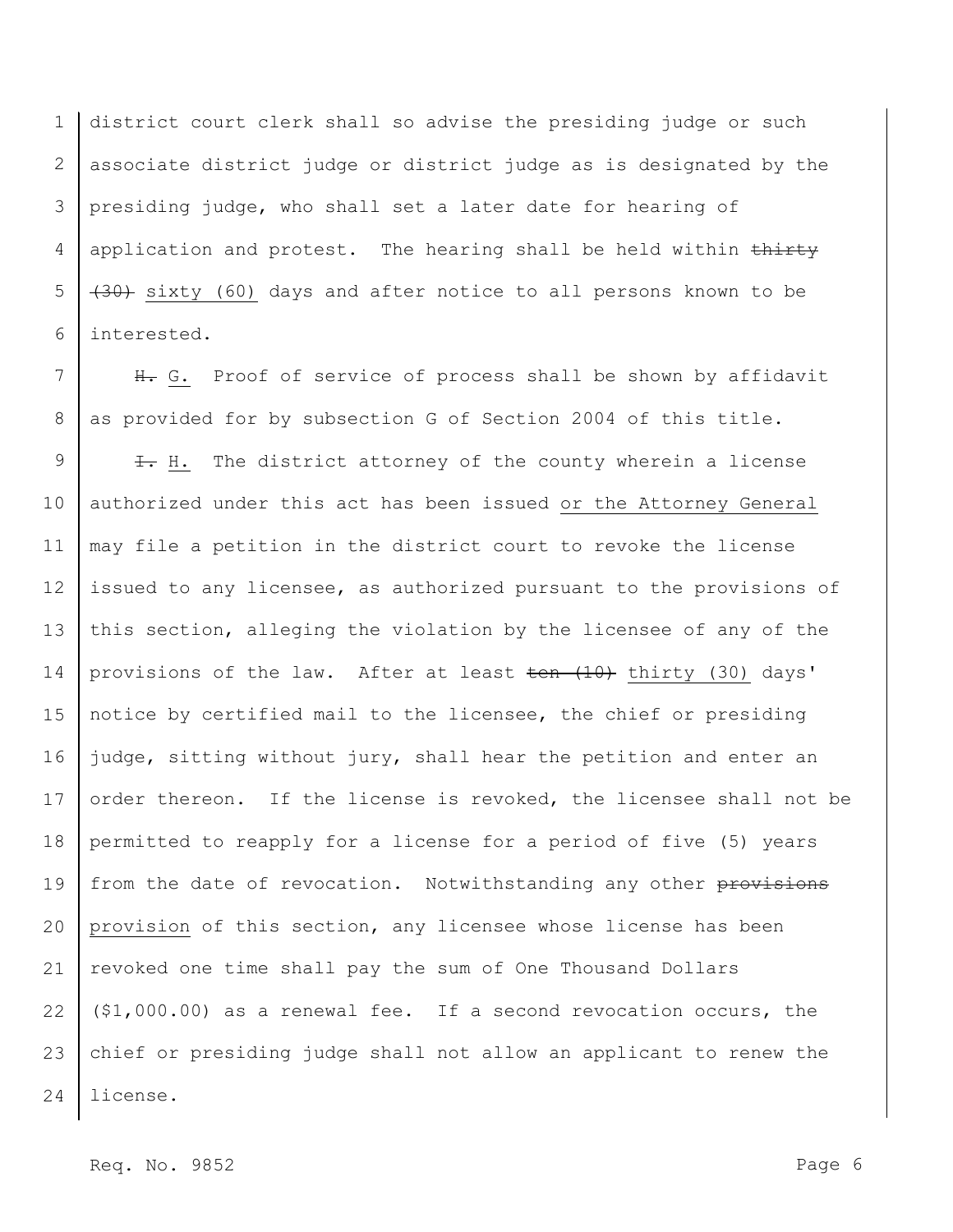district court clerk shall so advise the presiding judge or such associate district judge or district judge as is designated by the presiding judge, who shall set a later date for hearing of application and protest. The hearing shall be held within ~~thirty (30)~~ sixty (60) days and after notice to all persons known to be interested.

~~H.~~ G. Proof of service of process shall be shown by affidavit as provided for by subsection G of Section 2004 of this title.

~~I.~~ H. The district attorney of the county wherein a license authorized under this act has been issued or the Attorney General may file a petition in the district court to revoke the license issued to any licensee, as authorized pursuant to the provisions of this section, alleging the violation by the licensee of any of the provisions of the law. After at least ~~ten (10)~~ thirty (30) days' notice by certified mail to the licensee, the chief or presiding judge, sitting without jury, shall hear the petition and enter an order thereon. If the license is revoked, the licensee shall not be permitted to reapply for a license for a period of five (5) years from the date of revocation. Notwithstanding any other ~~provisions~~ provision of this section, any licensee whose license has been revoked one time shall pay the sum of One Thousand Dollars ($1,000.00) as a renewal fee. If a second revocation occurs, the chief or presiding judge shall not allow an applicant to renew the license.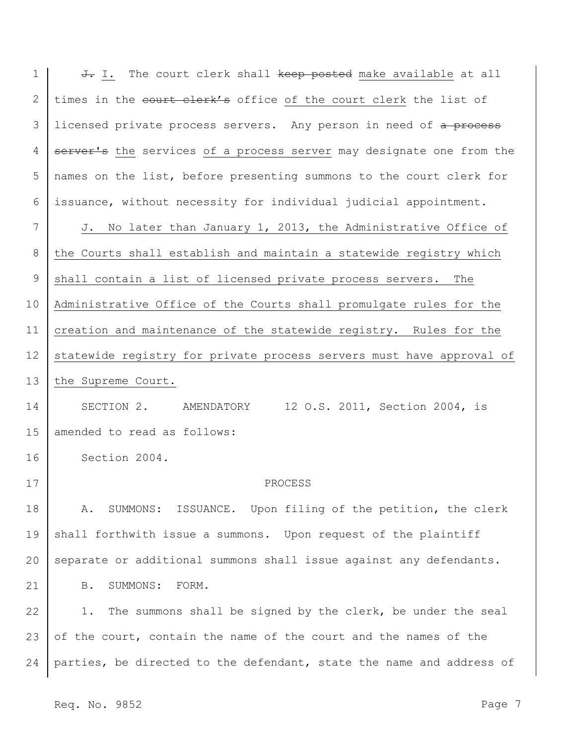~~J.~~ I. The court clerk shall ~~keep posted~~ make available at all times in the ~~court clerk's~~ office of the court clerk the list of licensed private process servers. Any person in need of ~~a process server's~~ the services of a process server may designate one from the names on the list, before presenting summons to the court clerk for issuance, without necessity for individual judicial appointment.

J. No later than January 1, 2013, the Administrative Office of the Courts shall establish and maintain a statewide registry which shall contain a list of licensed private process servers. The Administrative Office of the Courts shall promulgate rules for the creation and maintenance of the statewide registry. Rules for the statewide registry for private process servers must have approval of the Supreme Court.

SECTION 2. AMENDATORY 12 O.S. 2011, Section 2004, is amended to read as follows:

Section 2004.

PROCESS

A. SUMMONS: ISSUANCE. Upon filing of the petition, the clerk shall forthwith issue a summons. Upon request of the plaintiff separate or additional summons shall issue against any defendants.

B. SUMMONS: FORM.

1. The summons shall be signed by the clerk, be under the seal of the court, contain the name of the court and the names of the parties, be directed to the defendant, state the name and address of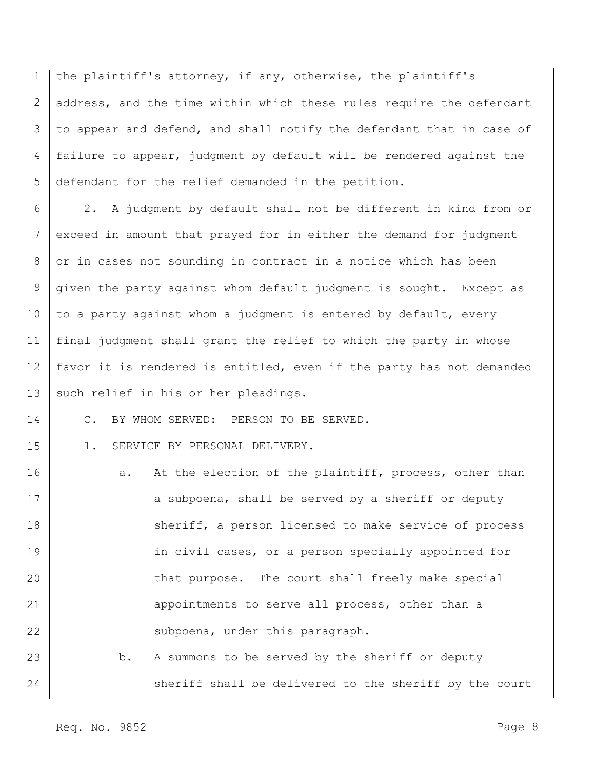the plaintiff's attorney, if any, otherwise, the plaintiff's address, and the time within which these rules require the defendant to appear and defend, and shall notify the defendant that in case of failure to appear, judgment by default will be rendered against the defendant for the relief demanded in the petition.

2. A judgment by default shall not be different in kind from or exceed in amount that prayed for in either the demand for judgment or in cases not sounding in contract in a notice which has been given the party against whom default judgment is sought. Except as to a party against whom a judgment is entered by default, every final judgment shall grant the relief to which the party in whose favor it is rendered is entitled, even if the party has not demanded such relief in his or her pleadings.

C. BY WHOM SERVED: PERSON TO BE SERVED.

1. SERVICE BY PERSONAL DELIVERY.

a. At the election of the plaintiff, process, other than a subpoena, shall be served by a sheriff or deputy sheriff, a person licensed to make service of process in civil cases, or a person specially appointed for that purpose. The court shall freely make special appointments to serve all process, other than a subpoena, under this paragraph.

b. A summons to be served by the sheriff or deputy sheriff shall be delivered to the sheriff by the court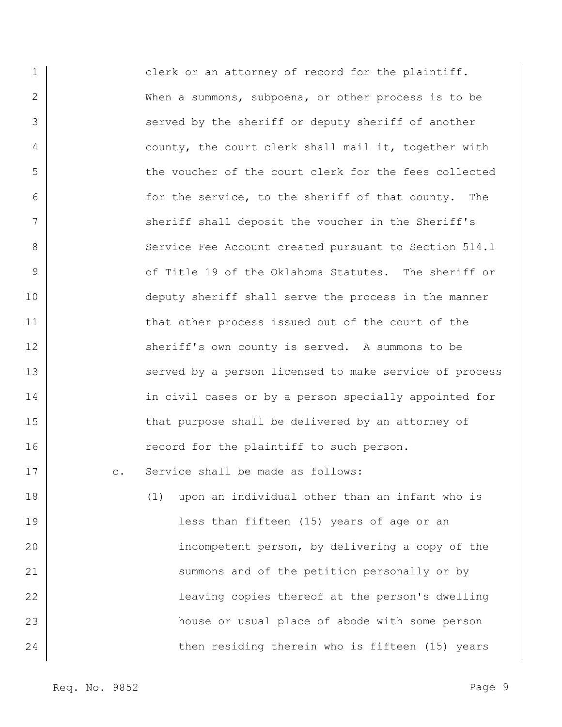clerk or an attorney of record for the plaintiff. When a summons, subpoena, or other process is to be served by the sheriff or deputy sheriff of another county, the court clerk shall mail it, together with the voucher of the court clerk for the fees collected for the service, to the sheriff of that county. The sheriff shall deposit the voucher in the Sheriff's Service Fee Account created pursuant to Section 514.1 of Title 19 of the Oklahoma Statutes. The sheriff or deputy sheriff shall serve the process in the manner that other process issued out of the court of the sheriff's own county is served. A summons to be served by a person licensed to make service of process in civil cases or by a person specially appointed for that purpose shall be delivered by an attorney of record for the plaintiff to such person.

c. Service shall be made as follows:

(1) upon an individual other than an infant who is less than fifteen (15) years of age or an incompetent person, by delivering a copy of the summons and of the petition personally or by leaving copies thereof at the person's dwelling house or usual place of abode with some person then residing therein who is fifteen (15) years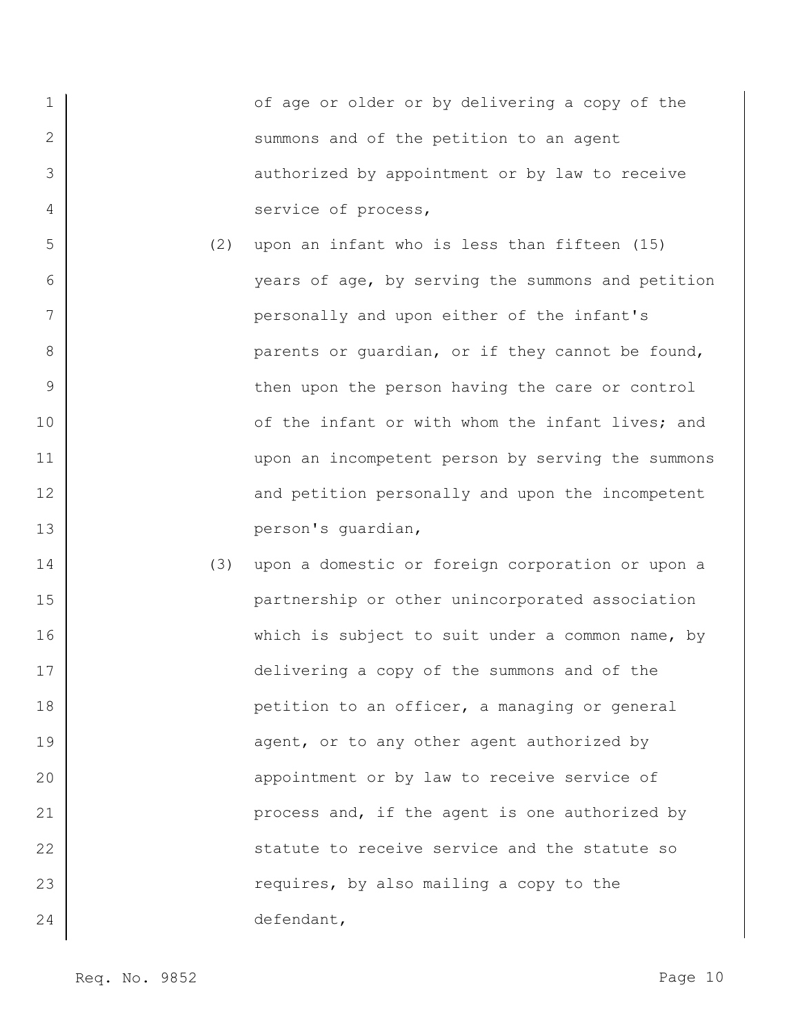of age or older or by delivering a copy of the summons and of the petition to an agent authorized by appointment or by law to receive service of process,

(2) upon an infant who is less than fifteen (15) years of age, by serving the summons and petition personally and upon either of the infant's parents or guardian, or if they cannot be found, then upon the person having the care or control of the infant or with whom the infant lives; and upon an incompetent person by serving the summons and petition personally and upon the incompetent person's guardian,

(3) upon a domestic or foreign corporation or upon a partnership or other unincorporated association which is subject to suit under a common name, by delivering a copy of the summons and of the petition to an officer, a managing or general agent, or to any other agent authorized by appointment or by law to receive service of process and, if the agent is one authorized by statute to receive service and the statute so requires, by also mailing a copy to the defendant,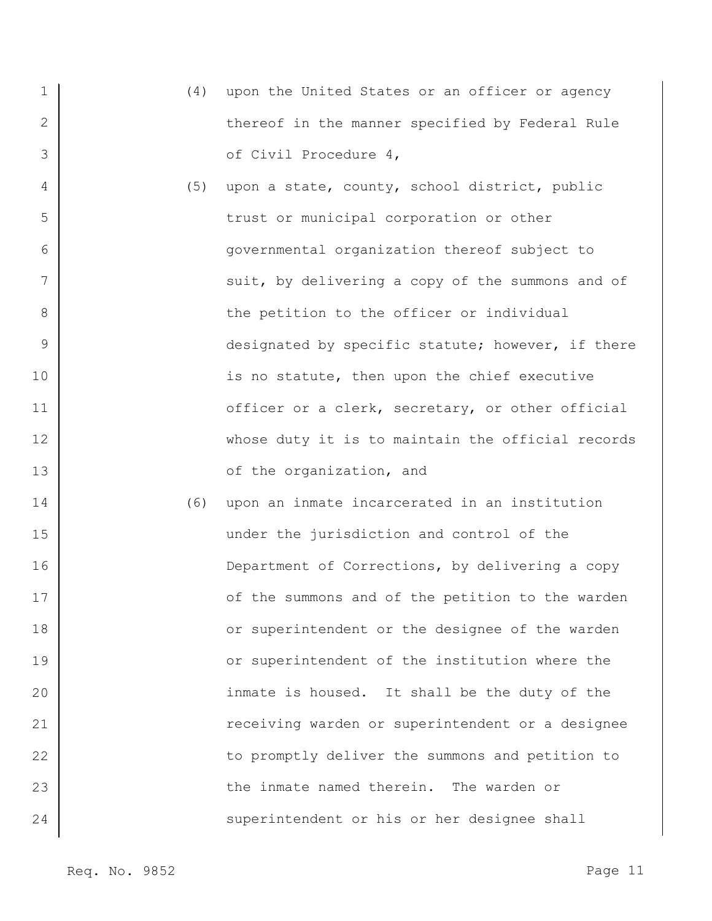(4) upon the United States or an officer or agency thereof in the manner specified by Federal Rule of Civil Procedure 4,

(5) upon a state, county, school district, public trust or municipal corporation or other governmental organization thereof subject to suit, by delivering a copy of the summons and of the petition to the officer or individual designated by specific statute; however, if there is no statute, then upon the chief executive officer or a clerk, secretary, or other official whose duty it is to maintain the official records of the organization, and

(6) upon an inmate incarcerated in an institution under the jurisdiction and control of the Department of Corrections, by delivering a copy of the summons and of the petition to the warden or superintendent or the designee of the warden or superintendent of the institution where the inmate is housed. It shall be the duty of the receiving warden or superintendent or a designee to promptly deliver the summons and petition to the inmate named therein. The warden or superintendent or his or her designee shall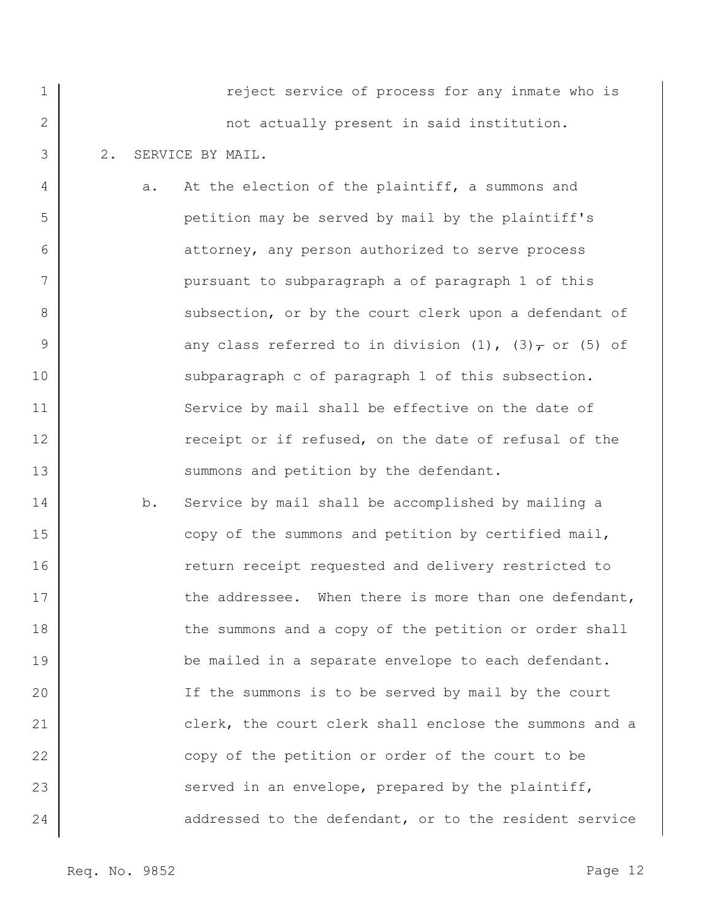reject service of process for any inmate who is not actually present in said institution.

2. SERVICE BY MAIL.

   a. At the election of the plaintiff, a summons and petition may be served by mail by the plaintiff's attorney, any person authorized to serve process pursuant to subparagraph a of paragraph 1 of this subsection, or by the court clerk upon a defendant of any class referred to in division (1), (3)~~,~~ or (5) of subparagraph c of paragraph 1 of this subsection. Service by mail shall be effective on the date of receipt or if refused, on the date of refusal of the summons and petition by the defendant.

   b. Service by mail shall be accomplished by mailing a copy of the summons and petition by certified mail, return receipt requested and delivery restricted to the addressee. When there is more than one defendant, the summons and a copy of the petition or order shall be mailed in a separate envelope to each defendant. If the summons is to be served by mail by the court clerk, the court clerk shall enclose the summons and a copy of the petition or order of the court to be served in an envelope, prepared by the plaintiff, addressed to the defendant, or to the resident service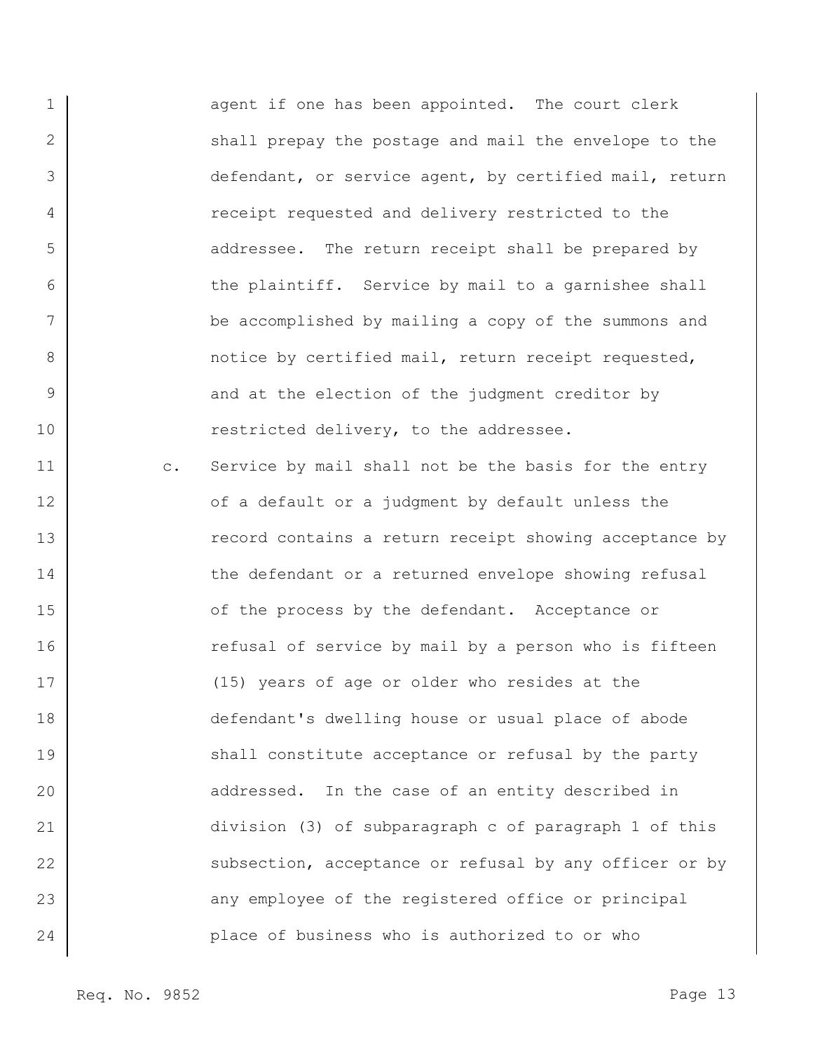agent if one has been appointed. The court clerk shall prepay the postage and mail the envelope to the defendant, or service agent, by certified mail, return receipt requested and delivery restricted to the addressee. The return receipt shall be prepared by the plaintiff. Service by mail to a garnishee shall be accomplished by mailing a copy of the summons and notice by certified mail, return receipt requested, and at the election of the judgment creditor by restricted delivery, to the addressee.

c. Service by mail shall not be the basis for the entry of a default or a judgment by default unless the record contains a return receipt showing acceptance by the defendant or a returned envelope showing refusal of the process by the defendant. Acceptance or refusal of service by mail by a person who is fifteen (15) years of age or older who resides at the defendant's dwelling house or usual place of abode shall constitute acceptance or refusal by the party addressed. In the case of an entity described in division (3) of subparagraph c of paragraph 1 of this subsection, acceptance or refusal by any officer or by any employee of the registered office or principal place of business who is authorized to or who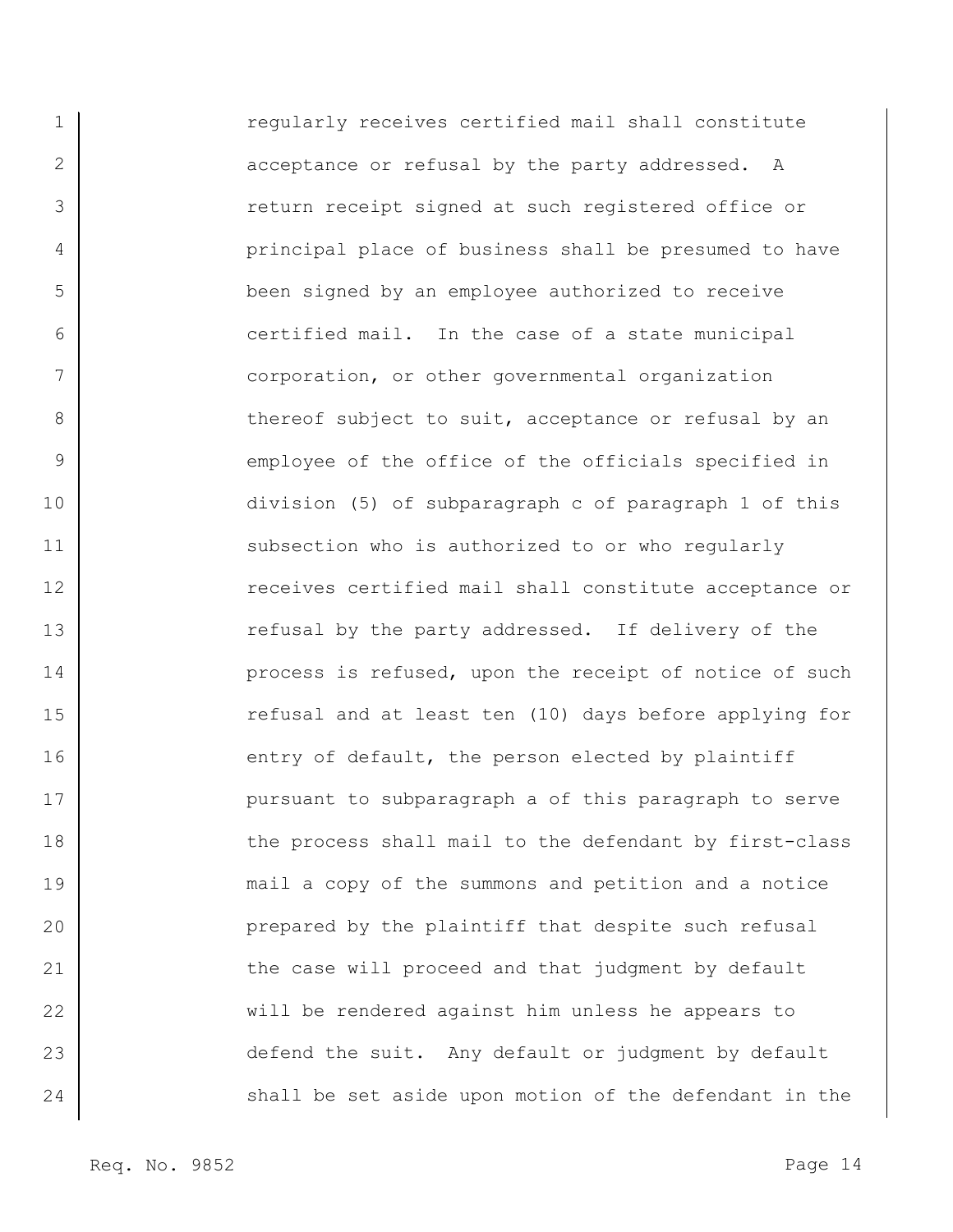regularly receives certified mail shall constitute acceptance or refusal by the party addressed. A return receipt signed at such registered office or principal place of business shall be presumed to have been signed by an employee authorized to receive certified mail. In the case of a state municipal corporation, or other governmental organization thereof subject to suit, acceptance or refusal by an employee of the office of the officials specified in division (5) of subparagraph c of paragraph 1 of this subsection who is authorized to or who regularly receives certified mail shall constitute acceptance or refusal by the party addressed. If delivery of the process is refused, upon the receipt of notice of such refusal and at least ten (10) days before applying for entry of default, the person elected by plaintiff pursuant to subparagraph a of this paragraph to serve the process shall mail to the defendant by first-class mail a copy of the summons and petition and a notice prepared by the plaintiff that despite such refusal the case will proceed and that judgment by default will be rendered against him unless he appears to defend the suit. Any default or judgment by default shall be set aside upon motion of the defendant in the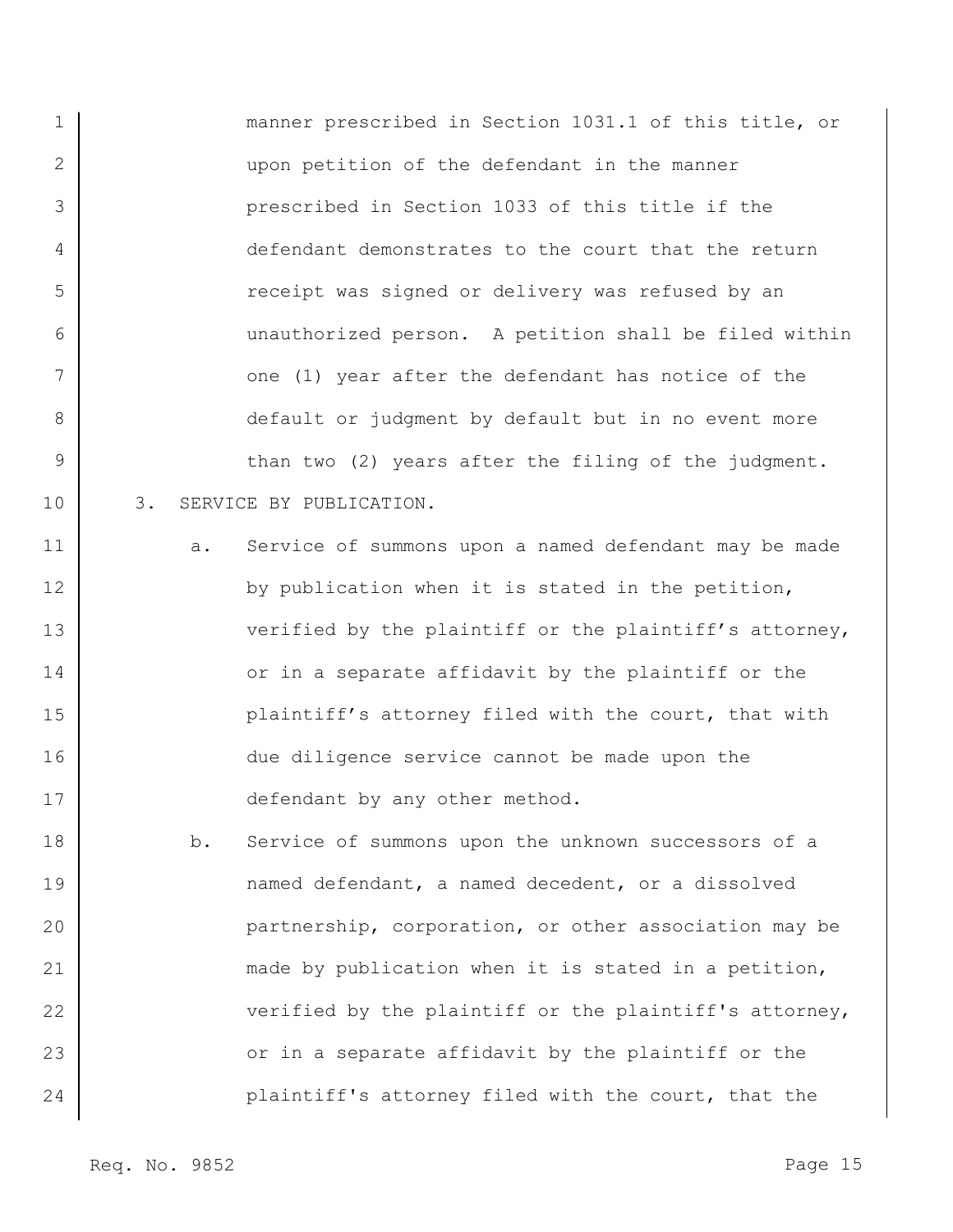manner prescribed in Section 1031.1 of this title, or upon petition of the defendant in the manner prescribed in Section 1033 of this title if the defendant demonstrates to the court that the return receipt was signed or delivery was refused by an unauthorized person. A petition shall be filed within one (1) year after the defendant has notice of the default or judgment by default but in no event more than two (2) years after the filing of the judgment.

3. SERVICE BY PUBLICATION.

   a. Service of summons upon a named defendant may be made by publication when it is stated in the petition, verified by the plaintiff or the plaintiff's attorney, or in a separate affidavit by the plaintiff or the plaintiff's attorney filed with the court, that with due diligence service cannot be made upon the defendant by any other method.

   b. Service of summons upon the unknown successors of a named defendant, a named decedent, or a dissolved partnership, corporation, or other association may be made by publication when it is stated in a petition, verified by the plaintiff or the plaintiff's attorney, or in a separate affidavit by the plaintiff or the plaintiff's attorney filed with the court, that the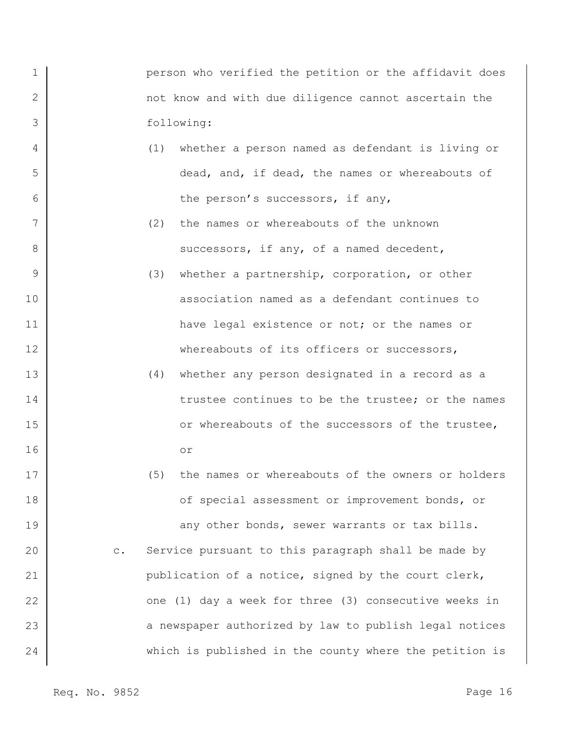person who verified the petition or the affidavit does not know and with due diligence cannot ascertain the following:

(1) whether a person named as defendant is living or dead, and, if dead, the names or whereabouts of the person's successors, if any,

(2) the names or whereabouts of the unknown successors, if any, of a named decedent,

(3) whether a partnership, corporation, or other association named as a defendant continues to have legal existence or not; or the names or whereabouts of its officers or successors,

(4) whether any person designated in a record as a trustee continues to be the trustee; or the names or whereabouts of the successors of the trustee, or

(5) the names or whereabouts of the owners or holders of special assessment or improvement bonds, or any other bonds, sewer warrants or tax bills.

c. Service pursuant to this paragraph shall be made by publication of a notice, signed by the court clerk, one (1) day a week for three (3) consecutive weeks in a newspaper authorized by law to publish legal notices which is published in the county where the petition is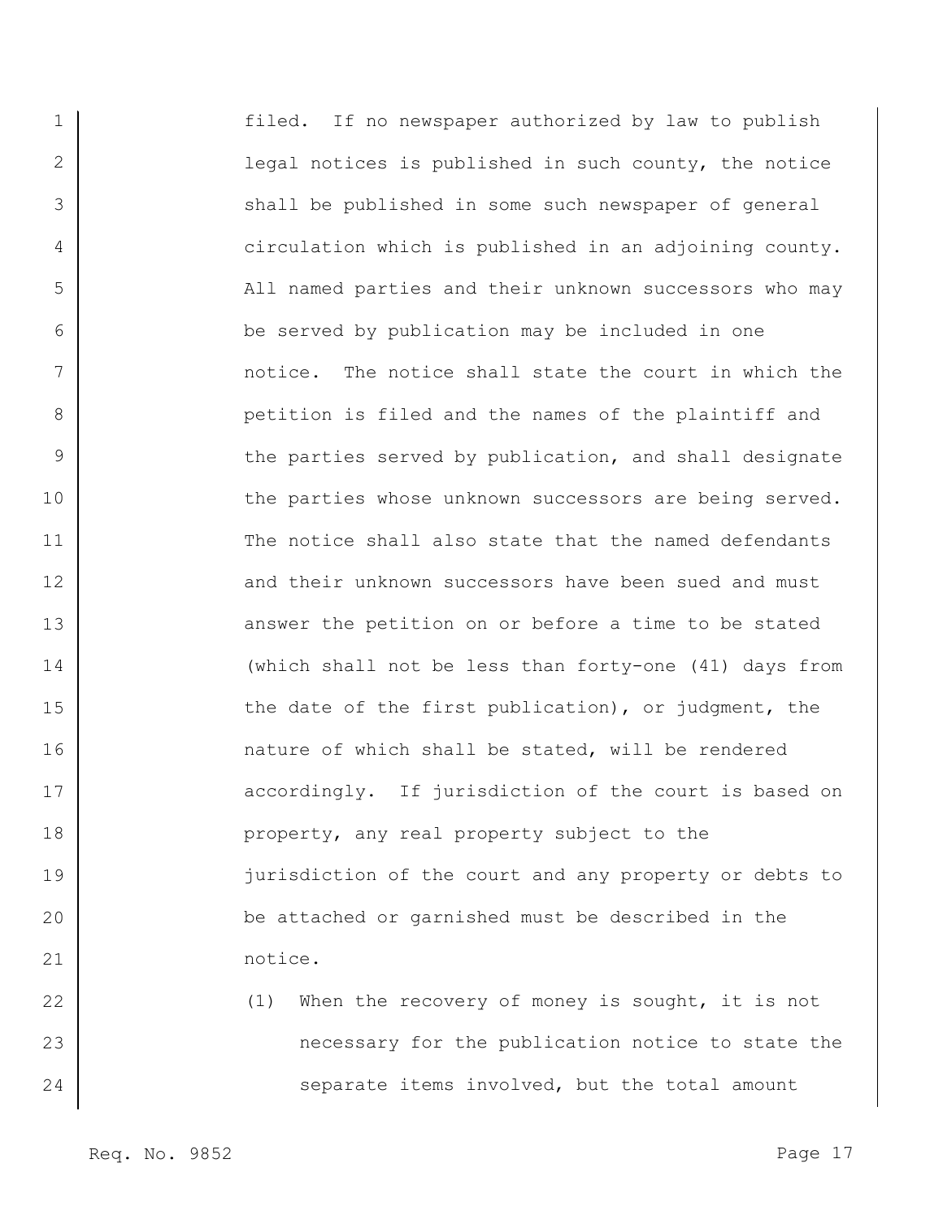filed. If no newspaper authorized by law to publish legal notices is published in such county, the notice shall be published in some such newspaper of general circulation which is published in an adjoining county. All named parties and their unknown successors who may be served by publication may be included in one notice. The notice shall state the court in which the petition is filed and the names of the plaintiff and the parties served by publication, and shall designate the parties whose unknown successors are being served. The notice shall also state that the named defendants and their unknown successors have been sued and must answer the petition on or before a time to be stated (which shall not be less than forty-one (41) days from the date of the first publication), or judgment, the nature of which shall be stated, will be rendered accordingly. If jurisdiction of the court is based on property, any real property subject to the jurisdiction of the court and any property or debts to be attached or garnished must be described in the notice.

(1) When the recovery of money is sought, it is not necessary for the publication notice to state the separate items involved, but the total amount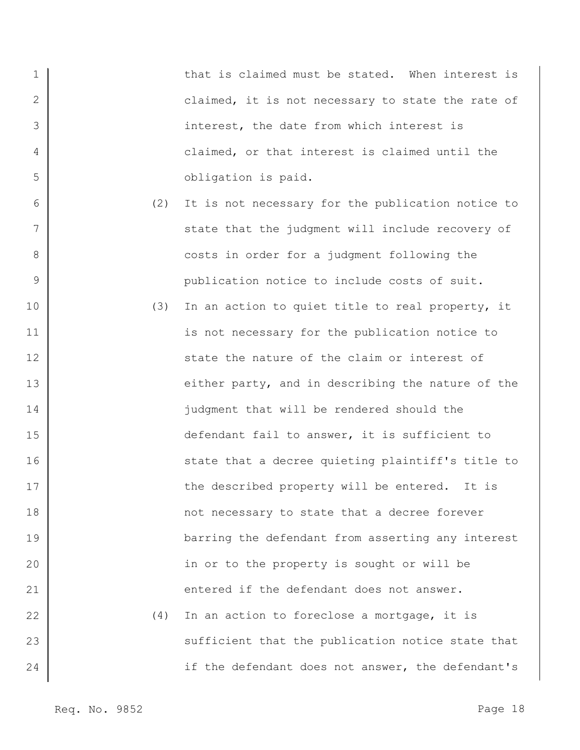that is claimed must be stated. When interest is claimed, it is not necessary to state the rate of interest, the date from which interest is claimed, or that interest is claimed until the obligation is paid.

(2) It is not necessary for the publication notice to state that the judgment will include recovery of costs in order for a judgment following the publication notice to include costs of suit.

(3) In an action to quiet title to real property, it is not necessary for the publication notice to state the nature of the claim or interest of either party, and in describing the nature of the judgment that will be rendered should the defendant fail to answer, it is sufficient to state that a decree quieting plaintiff's title to the described property will be entered. It is not necessary to state that a decree forever barring the defendant from asserting any interest in or to the property is sought or will be entered if the defendant does not answer.

(4) In an action to foreclose a mortgage, it is sufficient that the publication notice state that if the defendant does not answer, the defendant's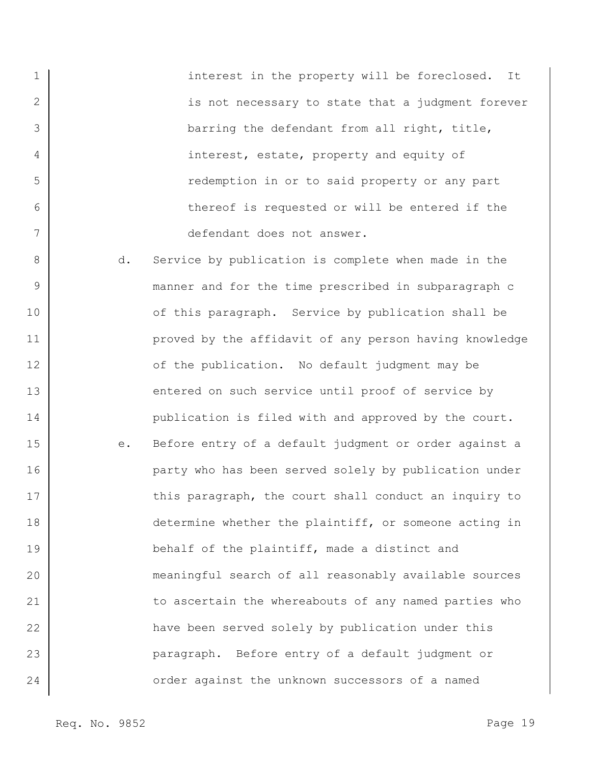interest in the property will be foreclosed. It is not necessary to state that a judgment forever barring the defendant from all right, title, interest, estate, property and equity of redemption in or to said property or any part thereof is requested or will be entered if the defendant does not answer.

d. Service by publication is complete when made in the manner and for the time prescribed in subparagraph c of this paragraph. Service by publication shall be proved by the affidavit of any person having knowledge of the publication. No default judgment may be entered on such service until proof of service by publication is filed with and approved by the court.

e. Before entry of a default judgment or order against a party who has been served solely by publication under this paragraph, the court shall conduct an inquiry to determine whether the plaintiff, or someone acting in behalf of the plaintiff, made a distinct and meaningful search of all reasonably available sources to ascertain the whereabouts of any named parties who have been served solely by publication under this paragraph. Before entry of a default judgment or order against the unknown successors of a named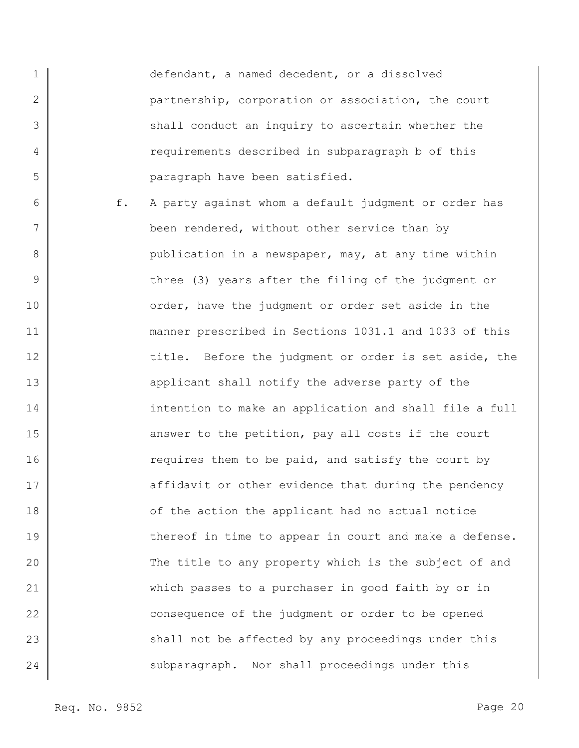defendant, a named decedent, or a dissolved partnership, corporation or association, the court shall conduct an inquiry to ascertain whether the requirements described in subparagraph b of this paragraph have been satisfied.

f. A party against whom a default judgment or order has been rendered, without other service than by publication in a newspaper, may, at any time within three (3) years after the filing of the judgment or order, have the judgment or order set aside in the manner prescribed in Sections 1031.1 and 1033 of this title. Before the judgment or order is set aside, the applicant shall notify the adverse party of the intention to make an application and shall file a full answer to the petition, pay all costs if the court requires them to be paid, and satisfy the court by affidavit or other evidence that during the pendency of the action the applicant had no actual notice thereof in time to appear in court and make a defense. The title to any property which is the subject of and which passes to a purchaser in good faith by or in consequence of the judgment or order to be opened shall not be affected by any proceedings under this subparagraph. Nor shall proceedings under this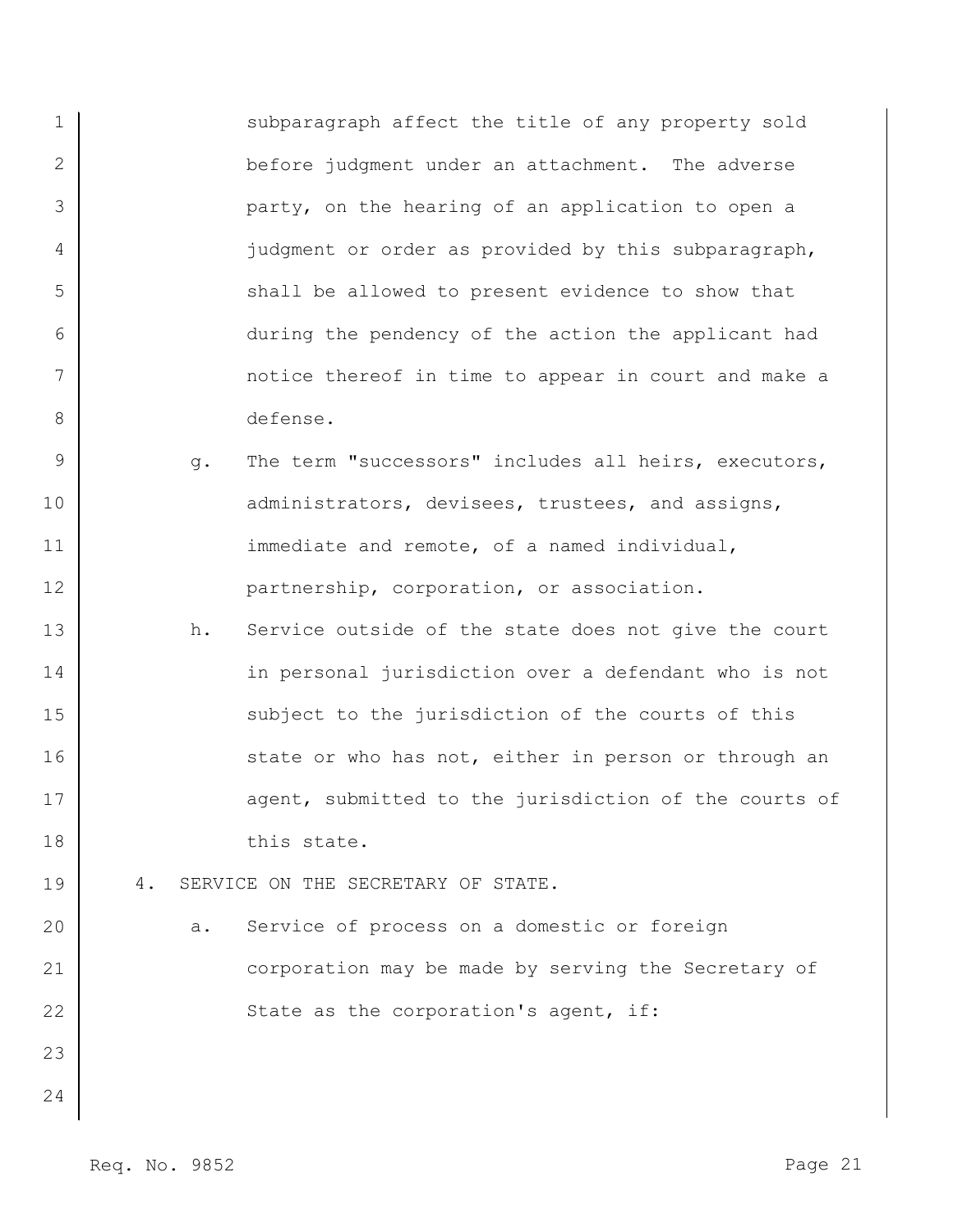subparagraph affect the title of any property sold before judgment under an attachment. The adverse party, on the hearing of an application to open a judgment or order as provided by this subparagraph, shall be allowed to present evidence to show that during the pendency of the action the applicant had notice thereof in time to appear in court and make a defense.

g. The term "successors" includes all heirs, executors, administrators, devisees, trustees, and assigns, immediate and remote, of a named individual, partnership, corporation, or association.

h. Service outside of the state does not give the court in personal jurisdiction over a defendant who is not subject to the jurisdiction of the courts of this state or who has not, either in person or through an agent, submitted to the jurisdiction of the courts of this state.

4. SERVICE ON THE SECRETARY OF STATE.

a. Service of process on a domestic or foreign corporation may be made by serving the Secretary of State as the corporation's agent, if: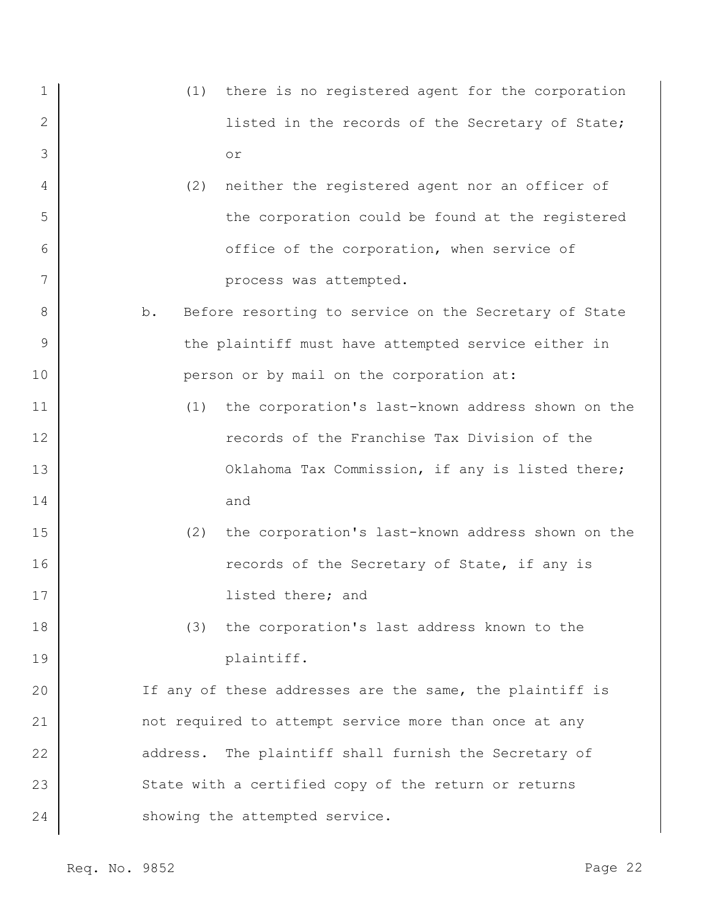(1) there is no registered agent for the corporation listed in the records of the Secretary of State; or

(2) neither the registered agent nor an officer of the corporation could be found at the registered office of the corporation, when service of process was attempted.

b. Before resorting to service on the Secretary of State the plaintiff must have attempted service either in person or by mail on the corporation at:

(1) the corporation's last-known address shown on the records of the Franchise Tax Division of the Oklahoma Tax Commission, if any is listed there; and

(2) the corporation's last-known address shown on the records of the Secretary of State, if any is listed there; and

(3) the corporation's last address known to the plaintiff.

If any of these addresses are the same, the plaintiff is not required to attempt service more than once at any address. The plaintiff shall furnish the Secretary of State with a certified copy of the return or returns showing the attempted service.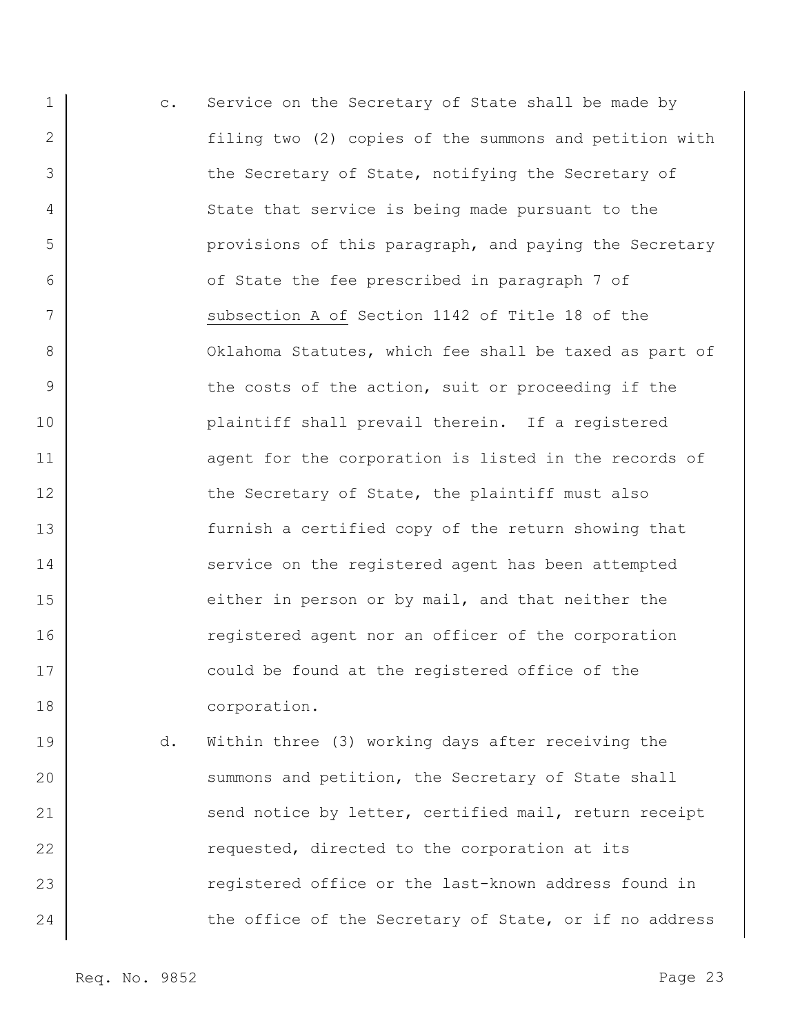c. Service on the Secretary of State shall be made by filing two (2) copies of the summons and petition with the Secretary of State, notifying the Secretary of State that service is being made pursuant to the provisions of this paragraph, and paying the Secretary of State the fee prescribed in paragraph 7 of subsection A of Section 1142 of Title 18 of the Oklahoma Statutes, which fee shall be taxed as part of the costs of the action, suit or proceeding if the plaintiff shall prevail therein. If a registered agent for the corporation is listed in the records of the Secretary of State, the plaintiff must also furnish a certified copy of the return showing that service on the registered agent has been attempted either in person or by mail, and that neither the registered agent nor an officer of the corporation could be found at the registered office of the corporation.

d. Within three (3) working days after receiving the summons and petition, the Secretary of State shall send notice by letter, certified mail, return receipt requested, directed to the corporation at its registered office or the last-known address found in the office of the Secretary of State, or if no address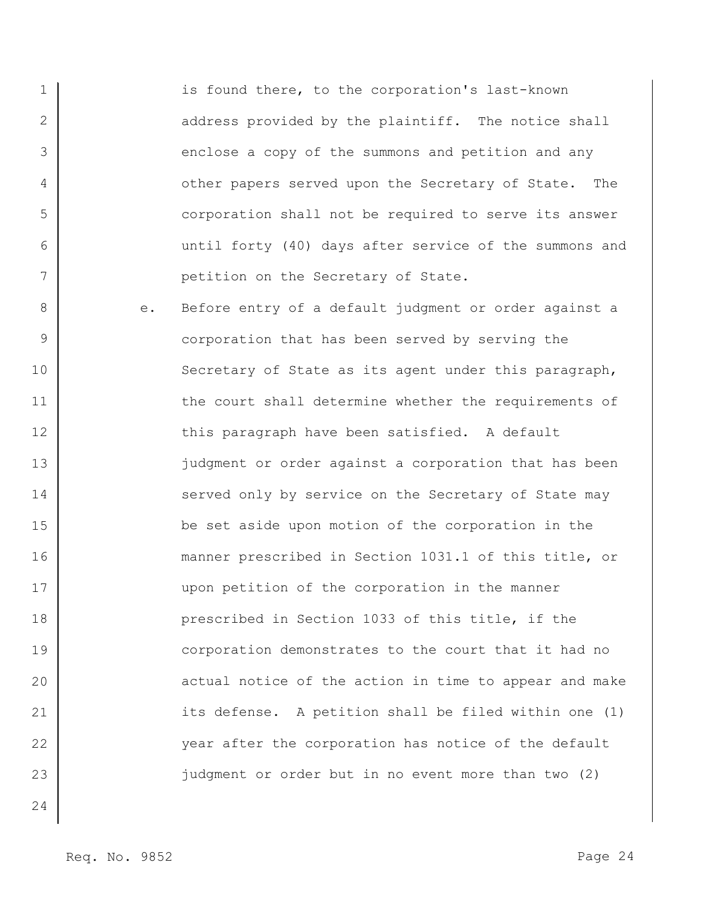is found there, to the corporation's last-known address provided by the plaintiff. The notice shall enclose a copy of the summons and petition and any other papers served upon the Secretary of State. The corporation shall not be required to serve its answer until forty (40) days after service of the summons and petition on the Secretary of State.

e. Before entry of a default judgment or order against a corporation that has been served by serving the Secretary of State as its agent under this paragraph, the court shall determine whether the requirements of this paragraph have been satisfied. A default judgment or order against a corporation that has been served only by service on the Secretary of State may be set aside upon motion of the corporation in the manner prescribed in Section 1031.1 of this title, or upon petition of the corporation in the manner prescribed in Section 1033 of this title, if the corporation demonstrates to the court that it had no actual notice of the action in time to appear and make its defense. A petition shall be filed within one (1) year after the corporation has notice of the default judgment or order but in no event more than two (2)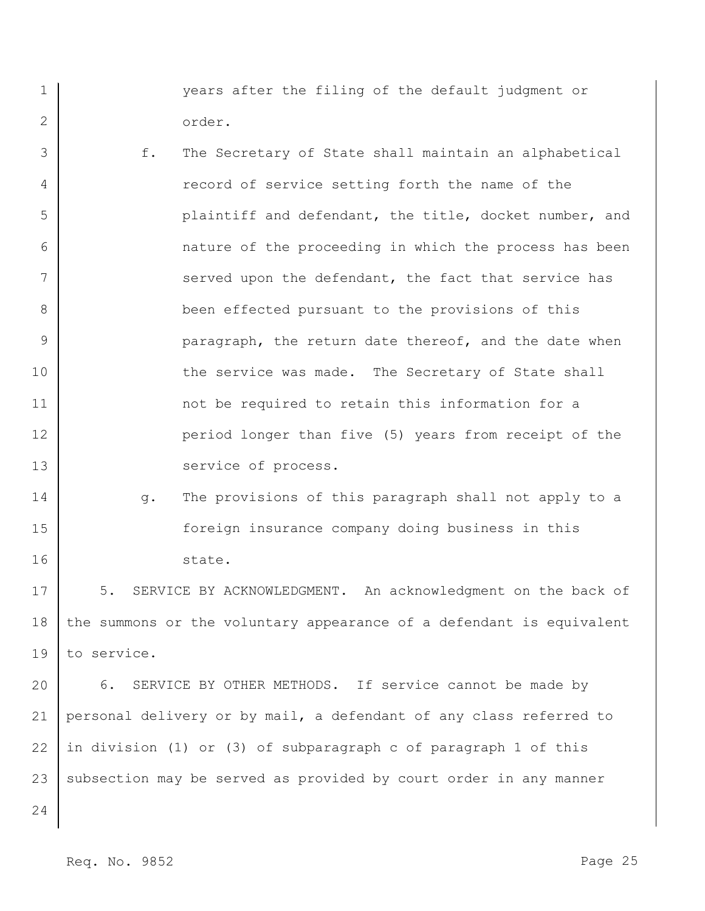years after the filing of the default judgment or order.

f. The Secretary of State shall maintain an alphabetical record of service setting forth the name of the plaintiff and defendant, the title, docket number, and nature of the proceeding in which the process has been served upon the defendant, the fact that service has been effected pursuant to the provisions of this paragraph, the return date thereof, and the date when the service was made. The Secretary of State shall not be required to retain this information for a period longer than five (5) years from receipt of the service of process.

g. The provisions of this paragraph shall not apply to a foreign insurance company doing business in this state.

5. SERVICE BY ACKNOWLEDGMENT. An acknowledgment on the back of the summons or the voluntary appearance of a defendant is equivalent to service.

6. SERVICE BY OTHER METHODS. If service cannot be made by personal delivery or by mail, a defendant of any class referred to in division (1) or (3) of subparagraph c of paragraph 1 of this subsection may be served as provided by court order in any manner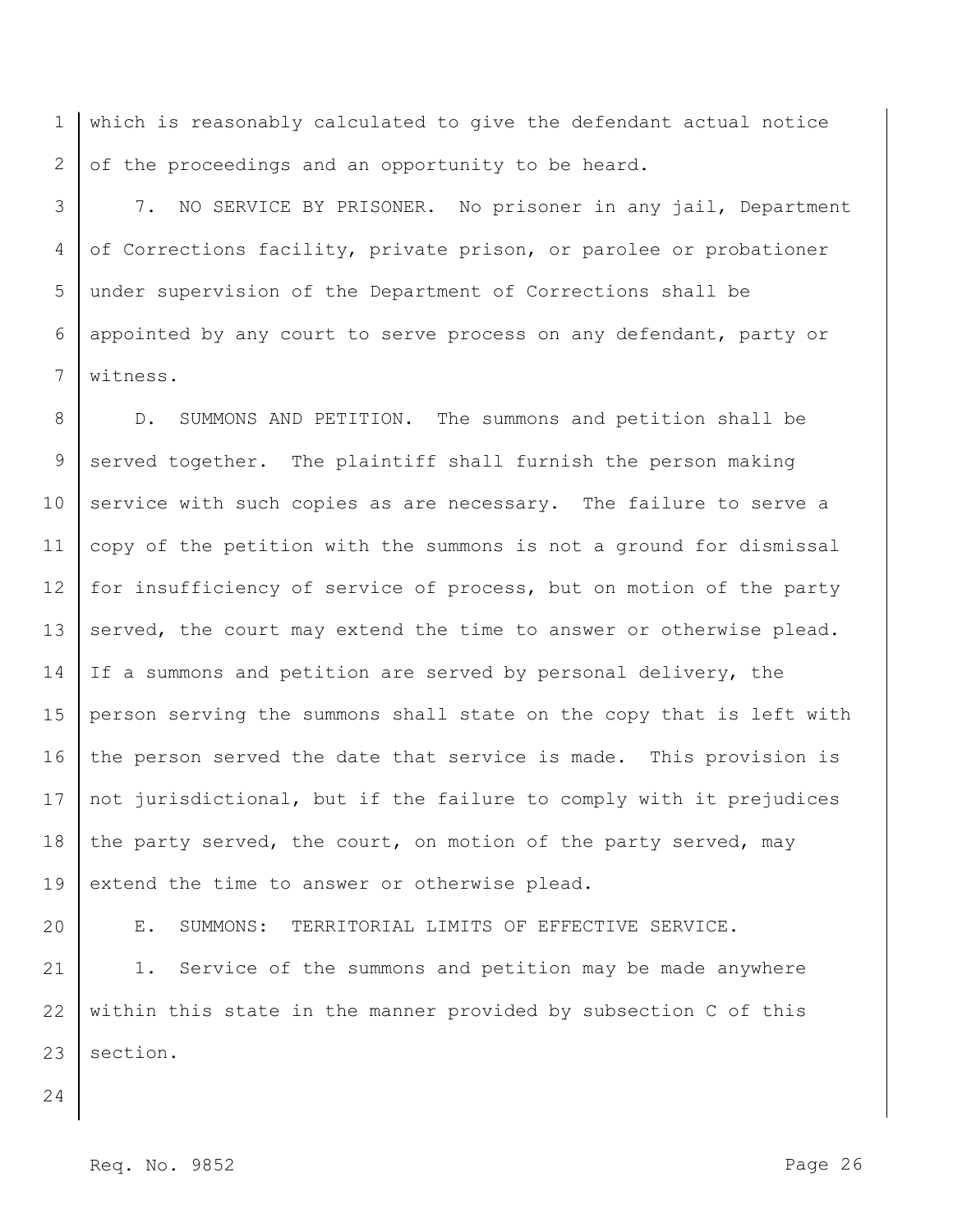which is reasonably calculated to give the defendant actual notice of the proceedings and an opportunity to be heard.

7. NO SERVICE BY PRISONER. No prisoner in any jail, Department of Corrections facility, private prison, or parolee or probationer under supervision of the Department of Corrections shall be appointed by any court to serve process on any defendant, party or witness.

D. SUMMONS AND PETITION. The summons and petition shall be served together. The plaintiff shall furnish the person making service with such copies as are necessary. The failure to serve a copy of the petition with the summons is not a ground for dismissal for insufficiency of service of process, but on motion of the party served, the court may extend the time to answer or otherwise plead. If a summons and petition are served by personal delivery, the person serving the summons shall state on the copy that is left with the person served the date that service is made. This provision is not jurisdictional, but if the failure to comply with it prejudices the party served, the court, on motion of the party served, may extend the time to answer or otherwise plead.

E. SUMMONS: TERRITORIAL LIMITS OF EFFECTIVE SERVICE.

1. Service of the summons and petition may be made anywhere within this state in the manner provided by subsection C of this section.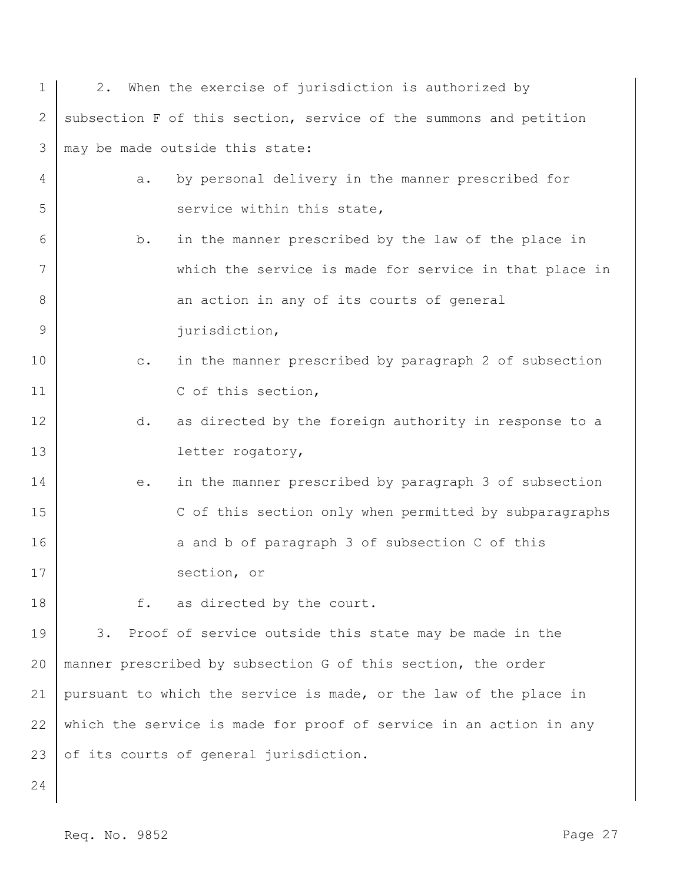2. When the exercise of jurisdiction is authorized by subsection F of this section, service of the summons and petition may be made outside this state:

a. by personal delivery in the manner prescribed for service within this state,

b. in the manner prescribed by the law of the place in which the service is made for service in that place in an action in any of its courts of general jurisdiction,

c. in the manner prescribed by paragraph 2 of subsection C of this section,

d. as directed by the foreign authority in response to a letter rogatory,

e. in the manner prescribed by paragraph 3 of subsection C of this section only when permitted by subparagraphs a and b of paragraph 3 of subsection C of this section, or

f. as directed by the court.

3. Proof of service outside this state may be made in the manner prescribed by subsection G of this section, the order pursuant to which the service is made, or the law of the place in which the service is made for proof of service in an action in any of its courts of general jurisdiction.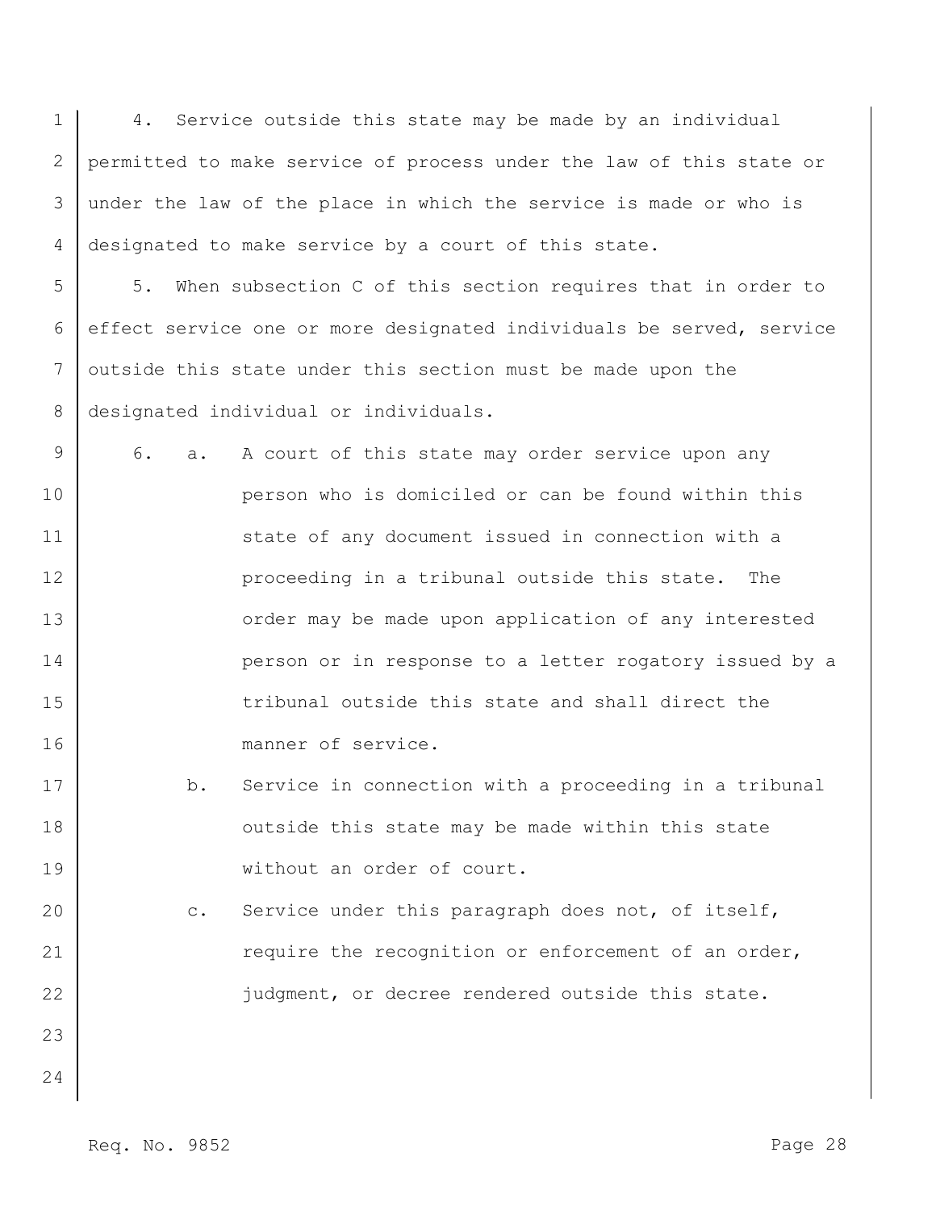4. Service outside this state may be made by an individual permitted to make service of process under the law of this state or under the law of the place in which the service is made or who is designated to make service by a court of this state.

5. When subsection C of this section requires that in order to effect service one or more designated individuals be served, service outside this state under this section must be made upon the designated individual or individuals.

6. a. A court of this state may order service upon any person who is domiciled or can be found within this state of any document issued in connection with a proceeding in a tribunal outside this state. The order may be made upon application of any interested person or in response to a letter rogatory issued by a tribunal outside this state and shall direct the manner of service.

b. Service in connection with a proceeding in a tribunal outside this state may be made within this state without an order of court.

c. Service under this paragraph does not, of itself, require the recognition or enforcement of an order, judgment, or decree rendered outside this state.

Req. No. 9852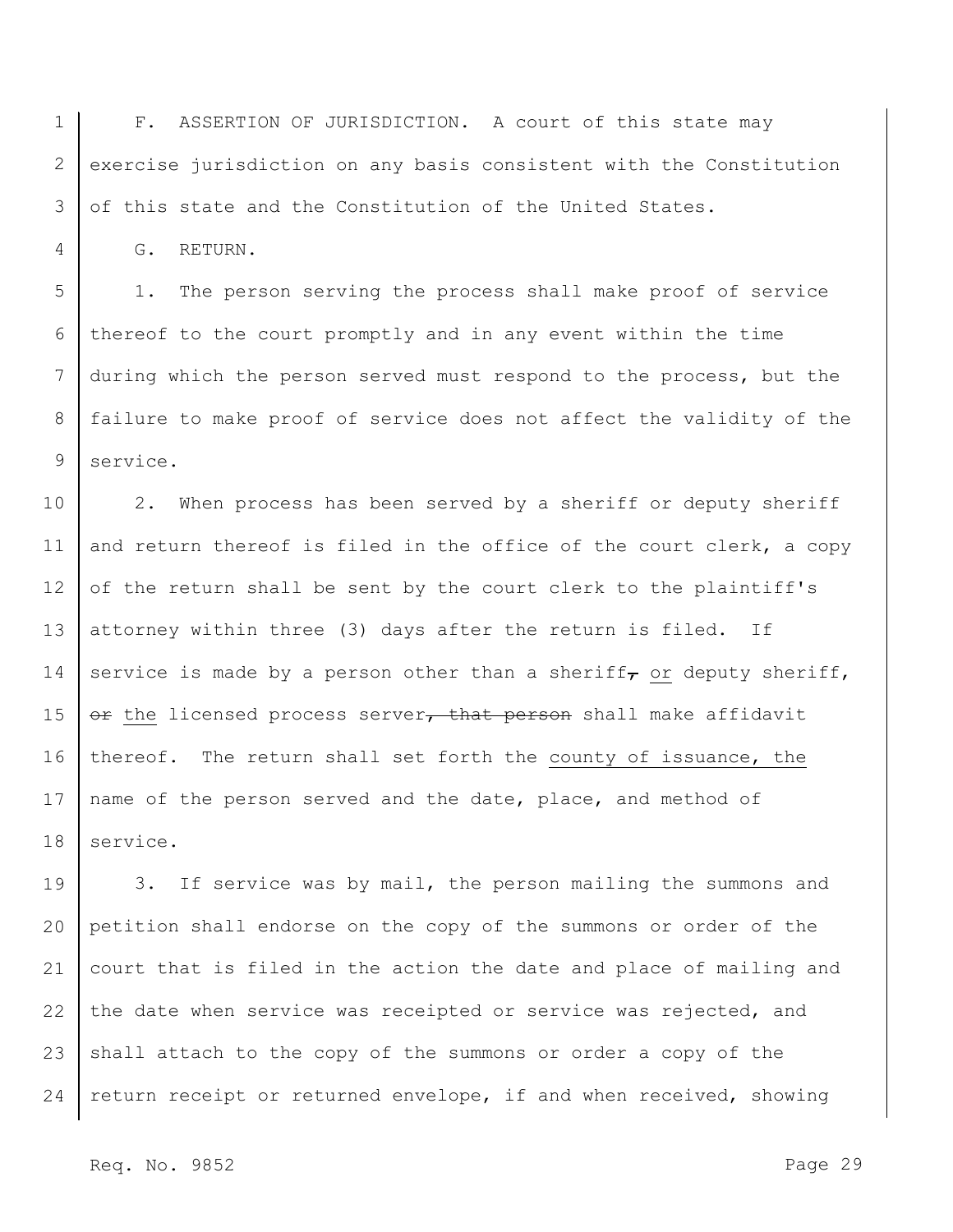F. ASSERTION OF JURISDICTION. A court of this state may exercise jurisdiction on any basis consistent with the Constitution of this state and the Constitution of the United States.

G. RETURN.

1. The person serving the process shall make proof of service thereof to the court promptly and in any event within the time during which the person served must respond to the process, but the failure to make proof of service does not affect the validity of the service.

2. When process has been served by a sheriff or deputy sheriff and return thereof is filed in the office of the court clerk, a copy of the return shall be sent by the court clerk to the plaintiff's attorney within three (3) days after the return is filed. If service is made by a person other than a sheriff~~,~~ or deputy sheriff, ~~or~~ the licensed process server~~, that person~~ shall make affidavit thereof. The return shall set forth the county of issuance, the name of the person served and the date, place, and method of service.

3. If service was by mail, the person mailing the summons and petition shall endorse on the copy of the summons or order of the court that is filed in the action the date and place of mailing and the date when service was receipted or service was rejected, and shall attach to the copy of the summons or order a copy of the return receipt or returned envelope, if and when received, showing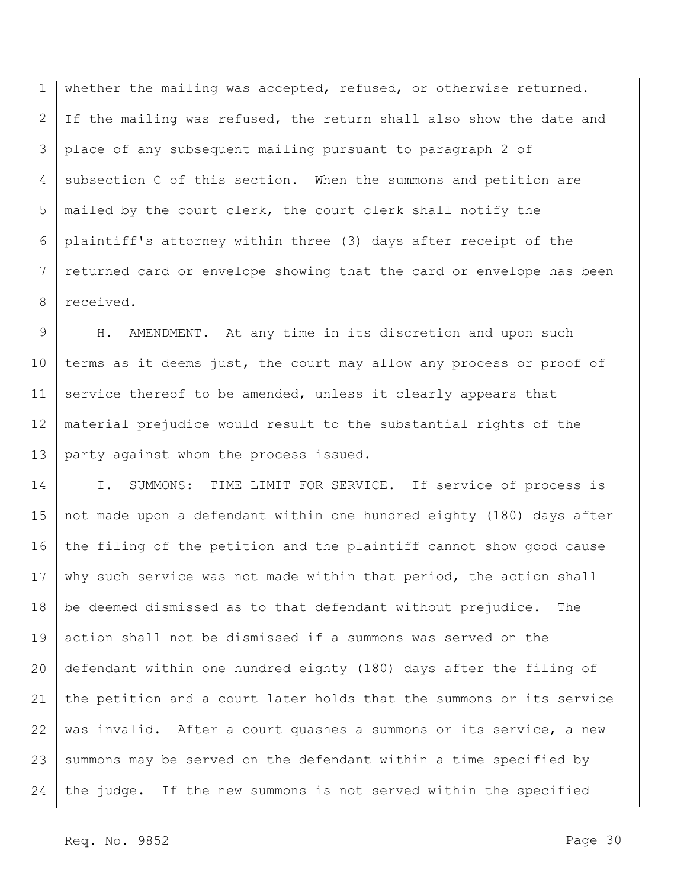whether the mailing was accepted, refused, or otherwise returned. If the mailing was refused, the return shall also show the date and place of any subsequent mailing pursuant to paragraph 2 of subsection C of this section. When the summons and petition are mailed by the court clerk, the court clerk shall notify the plaintiff's attorney within three (3) days after receipt of the returned card or envelope showing that the card or envelope has been received.

H. AMENDMENT. At any time in its discretion and upon such terms as it deems just, the court may allow any process or proof of service thereof to be amended, unless it clearly appears that material prejudice would result to the substantial rights of the party against whom the process issued.

I. SUMMONS: TIME LIMIT FOR SERVICE. If service of process is not made upon a defendant within one hundred eighty (180) days after the filing of the petition and the plaintiff cannot show good cause why such service was not made within that period, the action shall be deemed dismissed as to that defendant without prejudice. The action shall not be dismissed if a summons was served on the defendant within one hundred eighty (180) days after the filing of the petition and a court later holds that the summons or its service was invalid. After a court quashes a summons or its service, a new summons may be served on the defendant within a time specified by the judge. If the new summons is not served within the specified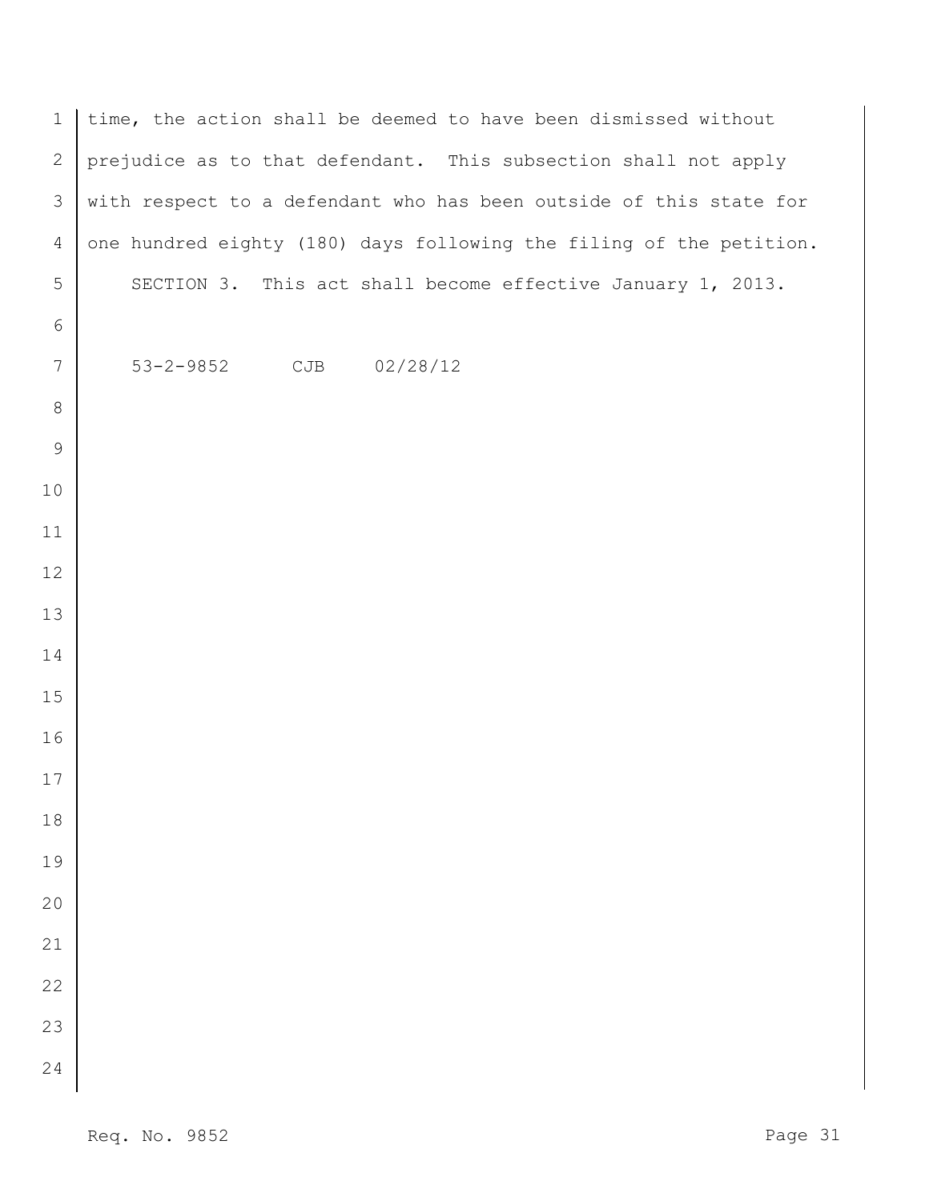time, the action shall be deemed to have been dismissed without prejudice as to that defendant. This subsection shall not apply with respect to a defendant who has been outside of this state for one hundred eighty (180) days following the filing of the petition.

SECTION 3. This act shall become effective January 1, 2013.

53-2-9852 CJB 02/28/12

Req. No. 9852